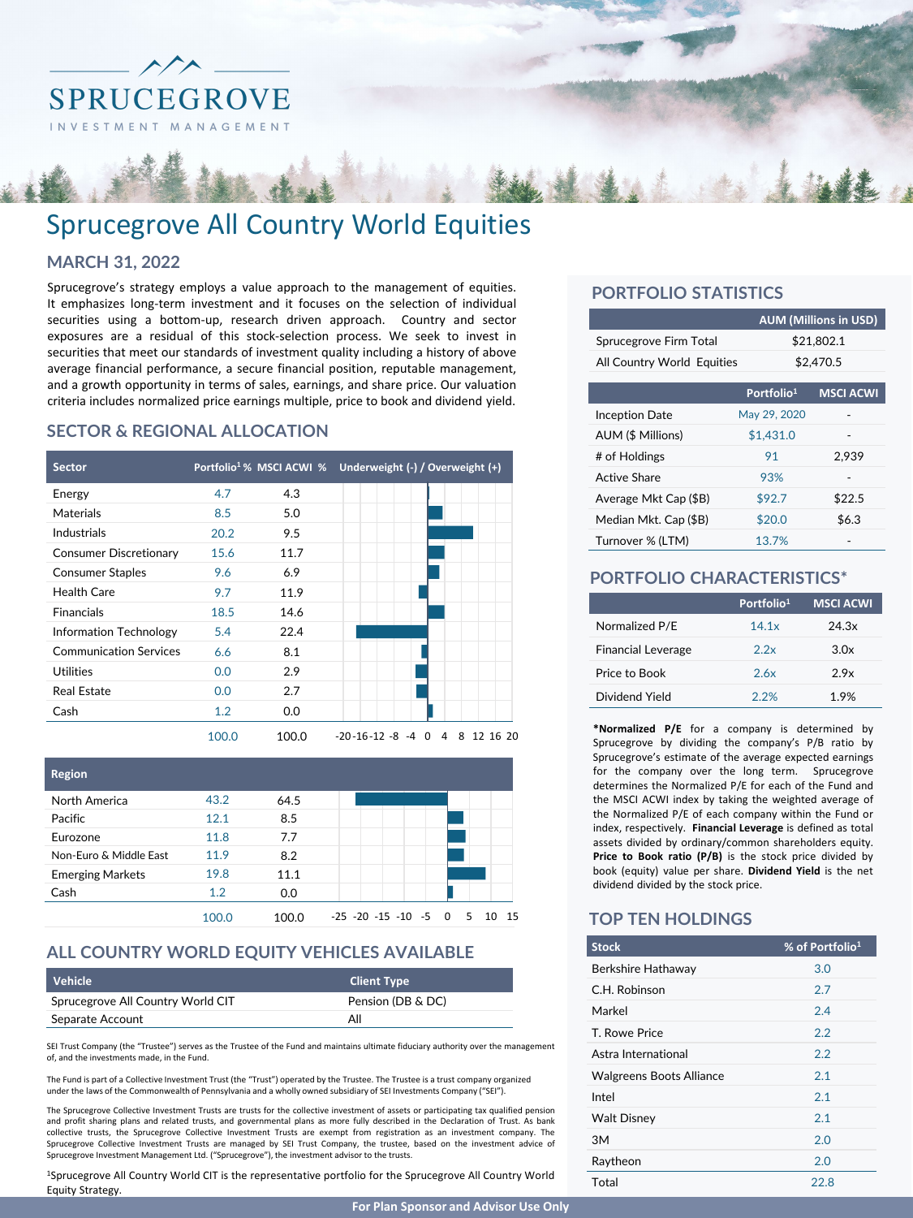# Sprucegrove All Country World Equities

## MARCH 31, 2022

Sprucegrove's strategy employs a value approach to the management of equities. It emphasizes long-term investment and it focuses on the selection of individual securities using a bottom-up, research driven approach. Country and sector exposures are a residual of this stock-selection process. We seek to invest in securities that meet our standards of investment quality including a history of above average financial performance, a secure financial position, reputable management, and a growth opportunity in terms of sales, earnings, and share price. Our valuation criteria includes normalized price earnings multiple, price to book and dividend yield.

## SECTOR & REGIONAL ALLOCATION

| Sector | Portfolio[1] % | MSCI ACWI % |
|---|---|---|
| Energy | 4.7 | 4.3 |
| Materials | 8.5 | 5.0 |
| Industrials | 20.2 | 9.5 |
| Consumer Discretionary | 15.6 | 11.7 |
| Consumer Staples | 9.6 | 6.9 |
| Health Care | 9.7 | 11.9 |
| Financials | 18.5 | 14.6 |
| Information Technology | 5.4 | 22.4 |
| Communication Services | 6.6 | 8.1 |
| Utilities | 0.0 | 2.9 |
| Real Estate | 0.0 | 2.7 |
| Cash | 1.2 | 0.0 |
| | 100.0 | 100.0 |

| Region | Portfolio[1] % | MSCI ACWI % |
|---|---|---|
| North America | 43.2 | 64.5 |
| Pacific | 12.1 | 8.5 |
| Eurozone | 11.8 | 7.7 |
| Non-Euro & Middle East | 11.9 | 8.2 |
| Emerging Markets | 19.8 | 11.1 |
| Cash | 1.2 | 0.0 |
| | 100.0 | 100.0 |

## ALL COUNTRY WORLD EQUITY VEHICLES AVAILABLE

| Vehicle | Client Type |
|---|---|
| Sprucegrove All Country World CIT | Pension (DB & DC) |
| Separate Account | All |

SEI Trust Company (the "Trustee") serves as the Trustee of the Fund and maintains ultimate fiduciary authority over the management of, and the investments made, in the Fund.

The Fund is part of a Collective Investment Trust (the "Trust") operated by the Trustee. The Trustee is a trust company organized under the laws of the Commonwealth of Pennsylvania and a wholly owned subsidiary of SEI Investments Company ("SEI").

The Sprucegrove Collective Investment Trusts are trusts for the collective investment of assets or participating tax qualified pension and profit sharing plans and related trusts, and governmental plans as more fully described in the Declaration of Trust. As bank collective trusts, the Sprucegrove Collective Investment Trusts are exempt from registration as an investment company. The Sprucegrove Collective Investment Trusts are managed by SEI Trust Company, the trustee, based on the investment advice of Sprucegrove Investment Management Ltd. ("Sprucegrove"), the investment advisor to the trusts.

[1]Sprucegrove All Country World CIT is the representative portfolio for the Sprucegrove All Country World Equity Strategy.

## PORTFOLIO STATISTICS

| | AUM (Millions in USD) |
|---|---|
| Sprucegrove Firm Total | $21,802.1 |
| All Country World Equities | $2,470.5 |

| | Portfolio[1] | MSCI ACWI |
|---|---|---|
| Inception Date | May 29, 2020 | - |
| AUM ($ Millions) | $1,431.0 | - |
| # of Holdings | 91 | 2,939 |
| Active Share | 93% | - |
| Average Mkt Cap ($B) | $92.7 | $22.5 |
| Median Mkt. Cap ($B) | $20.0 | $6.3 |
| Turnover % (LTM) | 13.7% | - |

## PORTFOLIO CHARACTERISTICS*

| | Portfolio[1] | MSCI ACWI |
|---|---|---|
| Normalized P/E | 14.1x | 24.3x |
| Financial Leverage | 2.2x | 3.0x |
| Price to Book | 2.6x | 2.9x |
| Dividend Yield | 2.2% | 1.9% |

***Normalized P/E** for a company is determined by Sprucegrove by dividing the company's P/B ratio by Sprucegrove's estimate of the average expected earnings for the company over the long term. Sprucegrove determines the Normalized P/E for each of the Fund and the MSCI ACWI index by taking the weighted average of the Normalized P/E of each company within the Fund or index, respectively. **Financial Leverage** is defined as total assets divided by ordinary/common shareholders equity. **Price to Book ratio (P/B)** is the stock price divided by book (equity) value per share. **Dividend Yield** is the net dividend divided by the stock price.

## TOP TEN HOLDINGS

| Stock | % of Portfolio[1] |
|---|---|
| Berkshire Hathaway | 3.0 |
| C.H. Robinson | 2.7 |
| Markel | 2.4 |
| T. Rowe Price | 2.2 |
| Astra International | 2.2 |
| Walgreens Boots Alliance | 2.1 |
| Intel | 2.1 |
| Walt Disney | 2.1 |
| 3M | 2.0 |
| Raytheon | 2.0 |
| Total | 22.8 |

For Plan Sponsor and Advisor Use Only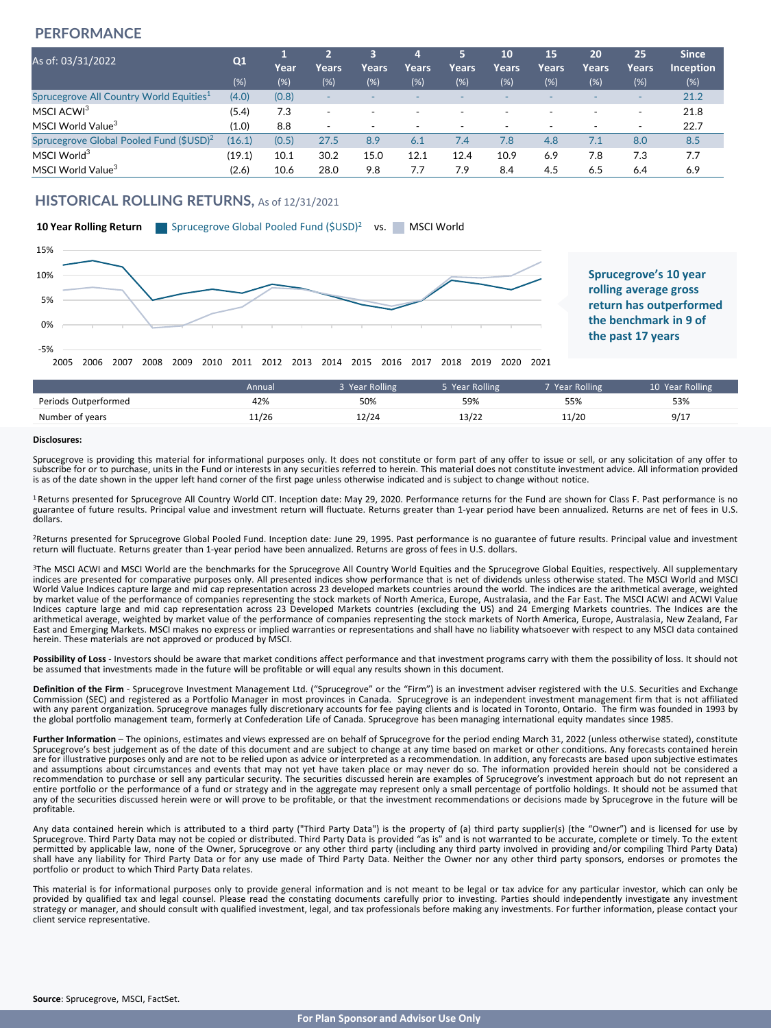## PERFORMANCE

| As of: 03/31/2022 | Q1 (%) | 1 Year (%) | 2 Years (%) | 3 Years (%) | 4 Years (%) | 5 Years (%) | 10 Years (%) | 15 Years (%) | 20 Years (%) | 25 Years (%) | Since Inception (%) |
|---|---|---|---|---|---|---|---|---|---|---|---|
| Sprucegrove All Country World Equities[1] | (4.0) | (0.8) | - | - | - | - | - | - | - | - | 21.2 |
| MSCI ACWI[3] | (5.4) | 7.3 | - | - | - | - | - | - | - | - | 21.8 |
| MSCI World Value[3] | (1.0) | 8.8 | - | - | - | - | - | - | - | - | 22.7 |
| Sprucegrove Global Pooled Fund ($USD)[2] | (16.1) | (0.5) | 27.5 | 8.9 | 6.1 | 7.4 | 7.8 | 4.8 | 7.1 | 8.0 | 8.5 |
| MSCI World[3] | (19.1) | 10.1 | 30.2 | 15.0 | 12.1 | 12.4 | 10.9 | 6.9 | 7.8 | 7.3 | 7.7 |
| MSCI World Value[3] | (2.6) | 10.6 | 28.0 | 9.8 | 7.7 | 7.9 | 8.4 | 4.5 | 6.5 | 6.4 | 6.9 |

## HISTORICAL ROLLING RETURNS, As of 12/31/2021

**10 Year Rolling Return** Sprucegrove Global Pooled Fund ($USD)[2] vs. MSCI World

15%
10%
5%
0%
-5%

2005 2006 2007 2008 2009 2010 2011 2012 2013 2014 2015 2016 2017 2018 2019 2020 2021

**Sprucegrove's 10 year rolling average gross return has outperformed the benchmark in 9 of the past 17 years**

| | Annual | 3 Year Rolling | 5 Year Rolling | 7 Year Rolling | 10 Year Rolling |
|---|---|---|---|---|---|
| Periods Outperformed | 42% | 50% | 59% | 55% | 53% |
| Number of years | 11/26 | 12/24 | 13/22 | 11/20 | 9/17 |

**Disclosures:**

Sprucegrove is providing this material for informational purposes only. It does not constitute or form part of any offer to issue or sell, or any solicitation of any offer to subscribe for or to purchase, units in the Fund or interests in any securities referred to herein. This material does not constitute investment advice. All information provided is as of the date shown in the upper left hand corner of the first page unless otherwise indicated and is subject to change without notice.

[1] Returns presented for Sprucegrove All Country World CIT. Inception date: May 29, 2020. Performance returns for the Fund are shown for Class F. Past performance is no guarantee of future results. Principal value and investment return will fluctuate. Returns greater than 1-year period have been annualized. Returns are net of fees in U.S. dollars.

[2] Returns presented for Sprucegrove Global Pooled Fund. Inception date: June 29, 1995. Past performance is no guarantee of future results. Principal value and investment return will fluctuate. Returns greater than 1-year period have been annualized. Returns are gross of fees in U.S. dollars.

[3] The MSCI ACWI and MSCI World are the benchmarks for the Sprucegrove All Country World Equities and the Sprucegrove Global Equities, respectively. All supplementary indices are presented for comparative purposes only. All presented indices show performance that is net of dividends unless otherwise stated. The MSCI World and MSCI World Value Indices capture large and mid cap representation across 23 developed markets countries around the world. The indices are the arithmetical average, weighted by market value of the performance of companies representing the stock markets of North America, Europe, Australasia, and the Far East. The MSCI ACWI and ACWI Value Indices capture large and mid cap representation across 23 Developed Markets countries (excluding the US) and 24 Emerging Markets countries. The Indices are the arithmetical average, weighted by market value of the performance of companies representing the stock markets of North America, Europe, Australasia, New Zealand, Far East and Emerging Markets. MSCI makes no express or implied warranties or representations and shall have no liability whatsoever with respect to any MSCI data contained herein. These materials are not approved or produced by MSCI.

**Possibility of Loss** - Investors should be aware that market conditions affect performance and that investment programs carry with them the possibility of loss. It should not be assumed that investments made in the future will be profitable or will equal any results shown in this document.

**Definition of the Firm** - Sprucegrove Investment Management Ltd. ("Sprucegrove" or the "Firm") is an investment adviser registered with the U.S. Securities and Exchange Commission (SEC) and registered as a Portfolio Manager in most provinces in Canada. Sprucegrove is an independent investment management firm that is not affiliated with any parent organization. Sprucegrove manages fully discretionary accounts for fee paying clients and is located in Toronto, Ontario. The firm was founded in 1993 by the global portfolio management team, formerly at Confederation Life of Canada. Sprucegrove has been managing international equity mandates since 1985.

**Further Information** – The opinions, estimates and views expressed are on behalf of Sprucegrove for the period ending March 31, 2022 (unless otherwise stated), constitute Sprucegrove's best judgement as of the date of this document and are subject to change at any time based on market or other conditions. Any forecasts contained herein are for illustrative purposes only and are not to be relied upon as advice or interpreted as a recommendation. In addition, any forecasts are based upon subjective estimates and assumptions about circumstances and events that may not yet have taken place or may never do so. The information provided herein should not be considered a recommendation to purchase or sell any particular security. The securities discussed herein are examples of Sprucegrove's investment approach but do not represent an entire portfolio or the performance of a fund or strategy and in the aggregate may represent only a small percentage of portfolio holdings. It should not be assumed that any of the securities discussed herein were or will prove to be profitable, or that the investment recommendations or decisions made by Sprucegrove in the future will be profitable.

Any data contained herein which is attributed to a third party ("Third Party Data") is the property of (a) third party supplier(s) (the "Owner") and is licensed for use by Sprucegrove. Third Party Data may not be copied or distributed. Third Party Data is provided "as is" and is not warranted to be accurate, complete or timely. To the extent permitted by applicable law, none of the Owner, Sprucegrove or any other third party (including any third party involved in providing and/or compiling Third Party Data) shall have any liability for Third Party Data or for any use made of Third Party Data. Neither the Owner nor any other third party sponsors, endorses or promotes the portfolio or product to which Third Party Data relates.

This material is for informational purposes only to provide general information and is not meant to be legal or tax advice for any particular investor, which can only be provided by qualified tax and legal counsel. Please read the constating documents carefully prior to investing. Parties should independently investigate any investment strategy or manager, and should consult with qualified investment, legal, and tax professionals before making any investments. For further information, please contact your client service representative.

**Source**: Sprucegrove, MSCI, FactSet.

**For Plan Sponsor and Advisor Use Only**